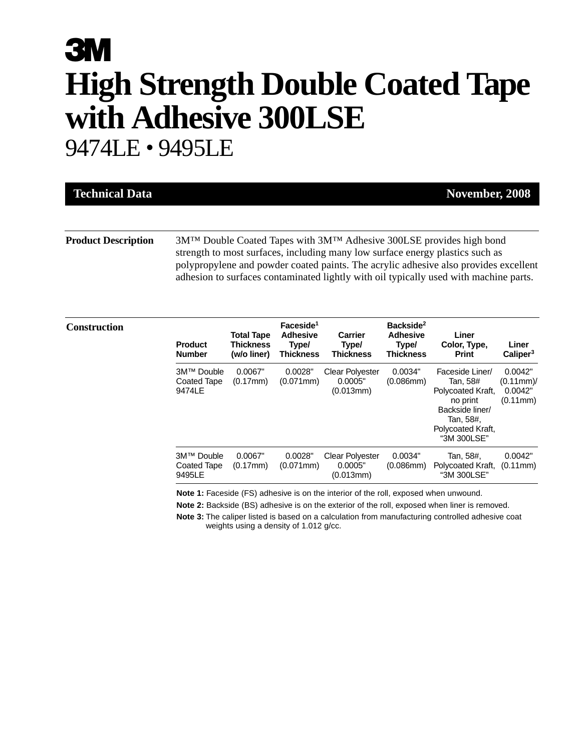# 3M

# High Strength Double Coated Tape with Adhesive 300LSE

## 9474LE • 9495LE

**Technical Data** — **November, 2008**

---

**Product Description**

3M™ Double Coated Tapes with 3M™ Adhesive 300LSE provides high bond strength to most surfaces, including many low surface energy plastics such as polypropylene and powder coated paints. The acrylic adhesive also provides excellent adhesion to surfaces contaminated lightly with oil typically used with machine parts.

---

**Construction**

| Product Number | Total Tape Thickness (w/o liner) | Faceside[1] Adhesive Type/ Thickness | Carrier Type/ Thickness | Backside[2] Adhesive Type/ Thickness | Liner Color, Type, Print | Liner Caliper[3] |
|---|---|---|---|---|---|---|
| 3M™ Double Coated Tape 9474LE | 0.0067" (0.17mm) | 0.0028" (0.071mm) | Clear Polyester 0.0005" (0.013mm) | 0.0034" (0.086mm) | Faceside Liner/ Tan, 58# Polycoated Kraft, no print Backside liner/ Tan, 58#, Polycoated Kraft, "3M 300LSE" | 0.0042" (0.11mm)/ 0.0042" (0.11mm) |
| 3M™ Double Coated Tape 9495LE | 0.0067" (0.17mm) | 0.0028" (0.071mm) | Clear Polyester 0.0005" (0.013mm) | 0.0034" (0.086mm) | Tan, 58#, Polycoated Kraft, "3M 300LSE" | 0.0042" (0.11mm) |

**Note 1:** Faceside (FS) adhesive is on the interior of the roll, exposed when unwound.

**Note 2:** Backside (BS) adhesive is on the exterior of the roll, exposed when liner is removed.

**Note 3:** The caliper listed is based on a calculation from manufacturing controlled adhesive coat weights using a density of 1.012 g/cc.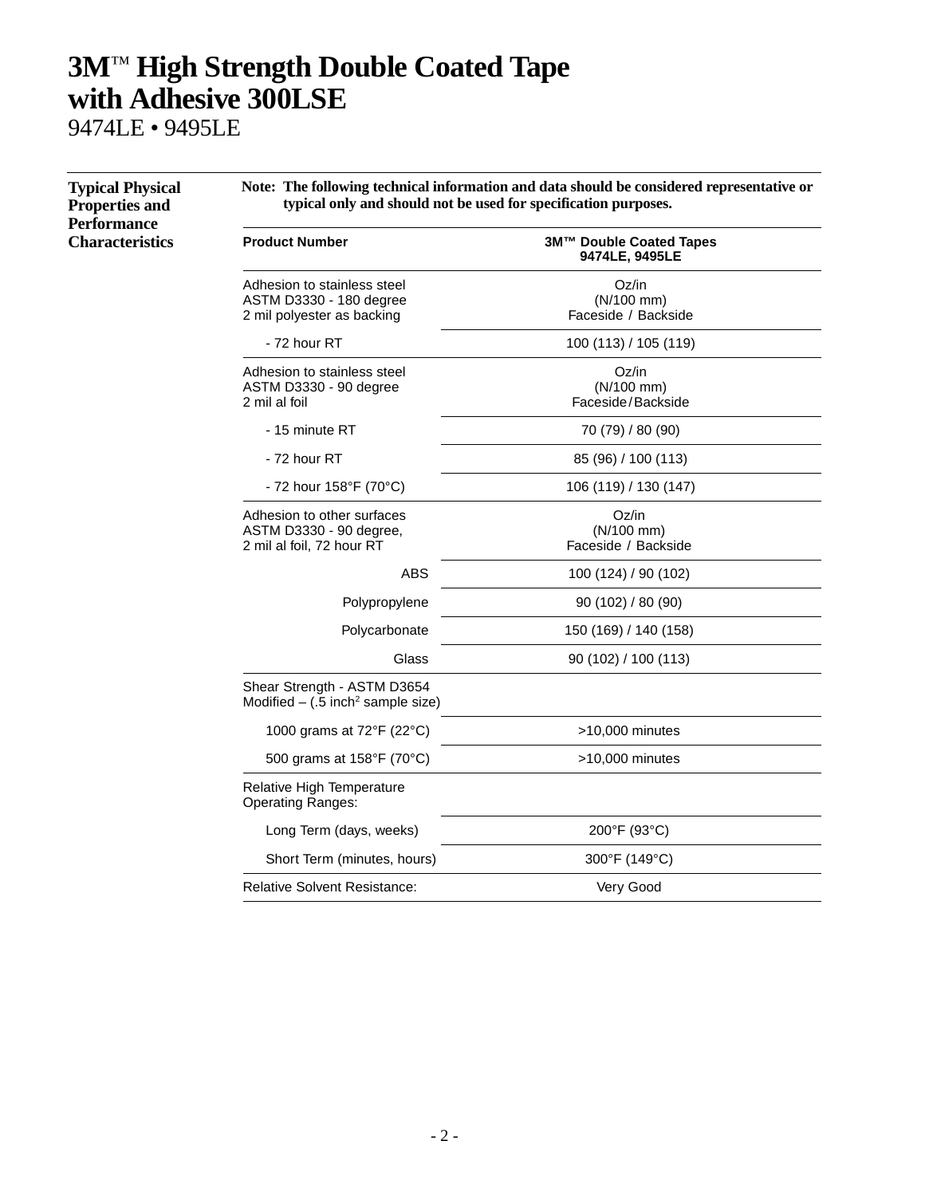# 3M™ High Strength Double Coated Tape with Adhesive 300LSE

9474LE • 9495LE

## Typical Physical Properties and Performance Characteristics

**Note: The following technical information and data should be considered representative or typical only and should not be used for specification purposes.**

| Product Number | 3M™ Double Coated Tapes 9474LE, 9495LE |
|---|---|
| Adhesion to stainless steel ASTM D3330 - 180 degree 2 mil polyester as backing | Oz/in (N/100 mm) Faceside / Backside |
| - 72 hour RT | 100 (113) / 105 (119) |
| Adhesion to stainless steel ASTM D3330 - 90 degree 2 mil al foil | Oz/in (N/100 mm) Faceside / Backside |
| - 15 minute RT | 70 (79) / 80 (90) |
| - 72 hour RT | 85 (96) / 100 (113) |
| - 72 hour 158°F (70°C) | 106 (119) / 130 (147) |
| Adhesion to other surfaces ASTM D3330 - 90 degree, 2 mil al foil, 72 hour RT | Oz/in (N/100 mm) Faceside / Backside |
| ABS | 100 (124) / 90 (102) |
| Polypropylene | 90 (102) / 80 (90) |
| Polycarbonate | 150 (169) / 140 (158) |
| Glass | 90 (102) / 100 (113) |
| Shear Strength - ASTM D3654 Modified – (.5 inch$^2$ sample size) | |
| 1000 grams at 72°F (22°C) | >10,000 minutes |
| 500 grams at 158°F (70°C) | >10,000 minutes |
| Relative High Temperature Operating Ranges: | |
| Long Term (days, weeks) | 200°F (93°C) |
| Short Term (minutes, hours) | 300°F (149°C) |
| Relative Solvent Resistance: | Very Good |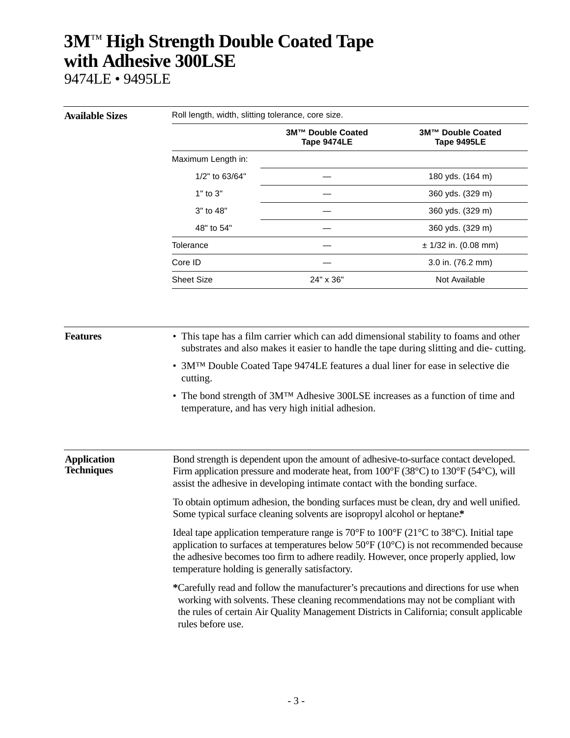# 3M™ High Strength Double Coated Tape with Adhesive 300LSE

9474LE • 9495LE

## Available Sizes

Roll length, width, slitting tolerance, core size.

| | 3M™ Double Coated Tape 9474LE | 3M™ Double Coated Tape 9495LE |
|---|---|---|
| Maximum Length in: | | |
| 1/2" to 63/64" | — | 180 yds. (164 m) |
| 1" to 3" | — | 360 yds. (329 m) |
| 3" to 48" | — | 360 yds. (329 m) |
| 48" to 54" | — | 360 yds. (329 m) |
| Tolerance | — | ± 1/32 in. (0.08 mm) |
| Core ID | — | 3.0 in. (76.2 mm) |
| Sheet Size | 24" x 36" | Not Available |

## Features

- This tape has a film carrier which can add dimensional stability to foams and other substrates and also makes it easier to handle the tape during slitting and die- cutting.
- 3M™ Double Coated Tape 9474LE features a dual liner for ease in selective die cutting.
- The bond strength of 3M™ Adhesive 300LSE increases as a function of time and temperature, and has very high initial adhesion.

## Application Techniques

Bond strength is dependent upon the amount of adhesive-to-surface contact developed. Firm application pressure and moderate heat, from 100°F (38°C) to 130°F (54°C), will assist the adhesive in developing intimate contact with the bonding surface.

To obtain optimum adhesion, the bonding surfaces must be clean, dry and well unified. Some typical surface cleaning solvents are isopropyl alcohol or heptane.*

Ideal tape application temperature range is 70°F to 100°F (21°C to 38°C). Initial tape application to surfaces at temperatures below 50°F (10°C) is not recommended because the adhesive becomes too firm to adhere readily. However, once properly applied, low temperature holding is generally satisfactory.

*Carefully read and follow the manufacturer's precautions and directions for use when working with solvents. These cleaning recommendations may not be compliant with the rules of certain Air Quality Management Districts in California; consult applicable rules before use.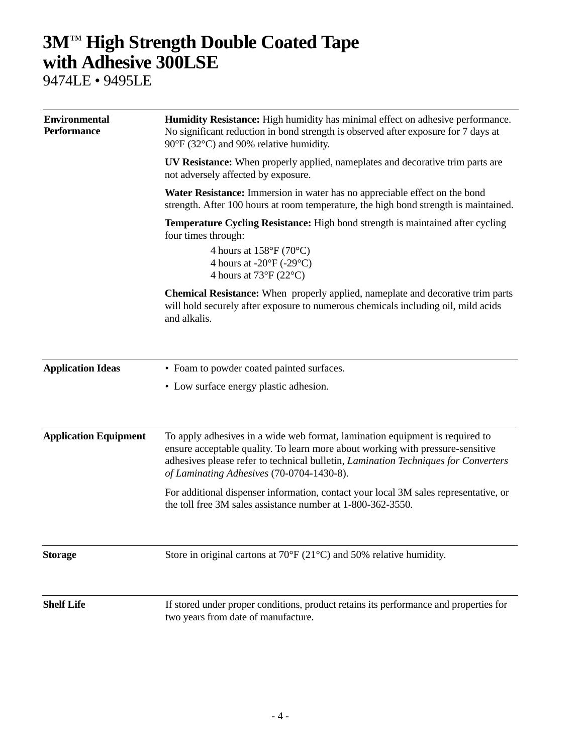# 3M™ High Strength Double Coated Tape with Adhesive 300LSE

9474LE • 9495LE

## Environmental Performance

**Humidity Resistance:** High humidity has minimal effect on adhesive performance. No significant reduction in bond strength is observed after exposure for 7 days at 90°F (32°C) and 90% relative humidity.

**UV Resistance:** When properly applied, nameplates and decorative trim parts are not adversely affected by exposure.

**Water Resistance:** Immersion in water has no appreciable effect on the bond strength. After 100 hours at room temperature, the high bond strength is maintained.

**Temperature Cycling Resistance:** High bond strength is maintained after cycling four times through:

4 hours at 158°F (70°C)
4 hours at -20°F (-29°C)
4 hours at 73°F (22°C)

**Chemical Resistance:** When properly applied, nameplate and decorative trim parts will hold securely after exposure to numerous chemicals including oil, mild acids and alkalis.

## Application Ideas

- Foam to powder coated painted surfaces.
- Low surface energy plastic adhesion.

## Application Equipment

To apply adhesives in a wide web format, lamination equipment is required to ensure acceptable quality. To learn more about working with pressure-sensitive adhesives please refer to technical bulletin, *Lamination Techniques for Converters of Laminating Adhesives* (70-0704-1430-8).

For additional dispenser information, contact your local 3M sales representative, or the toll free 3M sales assistance number at 1-800-362-3550.

## Storage

Store in original cartons at 70°F (21°C) and 50% relative humidity.

## Shelf Life

If stored under proper conditions, product retains its performance and properties for two years from date of manufacture.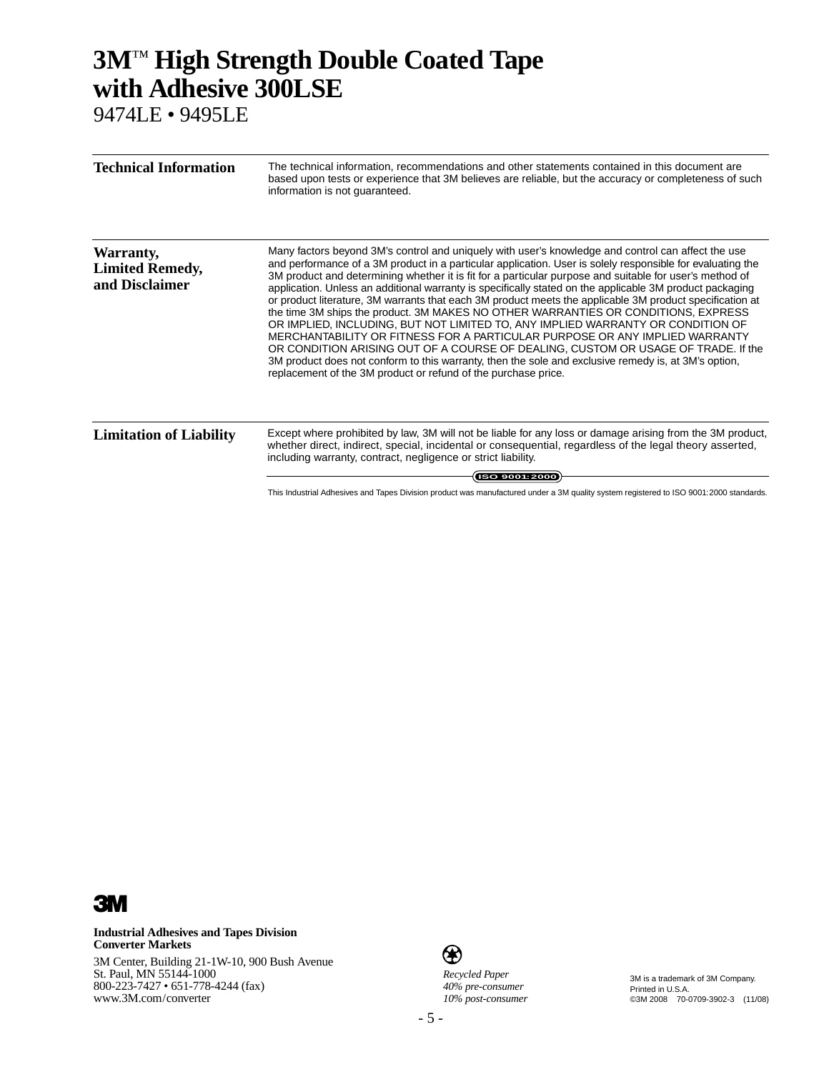# 3M™ High Strength Double Coated Tape with Adhesive 300LSE

9474LE • 9495LE

## Technical Information

The technical information, recommendations and other statements contained in this document are based upon tests or experience that 3M believes are reliable, but the accuracy or completeness of such information is not guaranteed.

## Warranty, Limited Remedy, and Disclaimer

Many factors beyond 3M's control and uniquely with user's knowledge and control can affect the use and performance of a 3M product in a particular application. User is solely responsible for evaluating the 3M product and determining whether it is fit for a particular purpose and suitable for user's method of application. Unless an additional warranty is specifically stated on the applicable 3M product packaging or product literature, 3M warrants that each 3M product meets the applicable 3M product specification at the time 3M ships the product. 3M MAKES NO OTHER WARRANTIES OR CONDITIONS, EXPRESS OR IMPLIED, INCLUDING, BUT NOT LIMITED TO, ANY IMPLIED WARRANTY OR CONDITION OF MERCHANTABILITY OR FITNESS FOR A PARTICULAR PURPOSE OR ANY IMPLIED WARRANTY OR CONDITION ARISING OUT OF A COURSE OF DEALING, CUSTOM OR USAGE OF TRADE. If the 3M product does not conform to this warranty, then the sole and exclusive remedy is, at 3M's option, replacement of the 3M product or refund of the purchase price.

## Limitation of Liability

Except where prohibited by law, 3M will not be liable for any loss or damage arising from the 3M product, whether direct, indirect, special, incidental or consequential, regardless of the legal theory asserted, including warranty, contract, negligence or strict liability.

ISO 9001:2000

This Industrial Adhesives and Tapes Division product was manufactured under a 3M quality system registered to ISO 9001:2000 standards.

3M

**Industrial Adhesives and Tapes Division**
**Converter Markets**

3M Center, Building 21-1W-10, 900 Bush Avenue
St. Paul, MN 55144-1000
800-223-7427 • 651-778-4244 (fax)
www.3M.com/converter

*Recycled Paper*
*40% pre-consumer*
*10% post-consumer*

3M is a trademark of 3M Company.
Printed in U.S.A.
©3M 2008 70-0709-3902-3 (11/08)